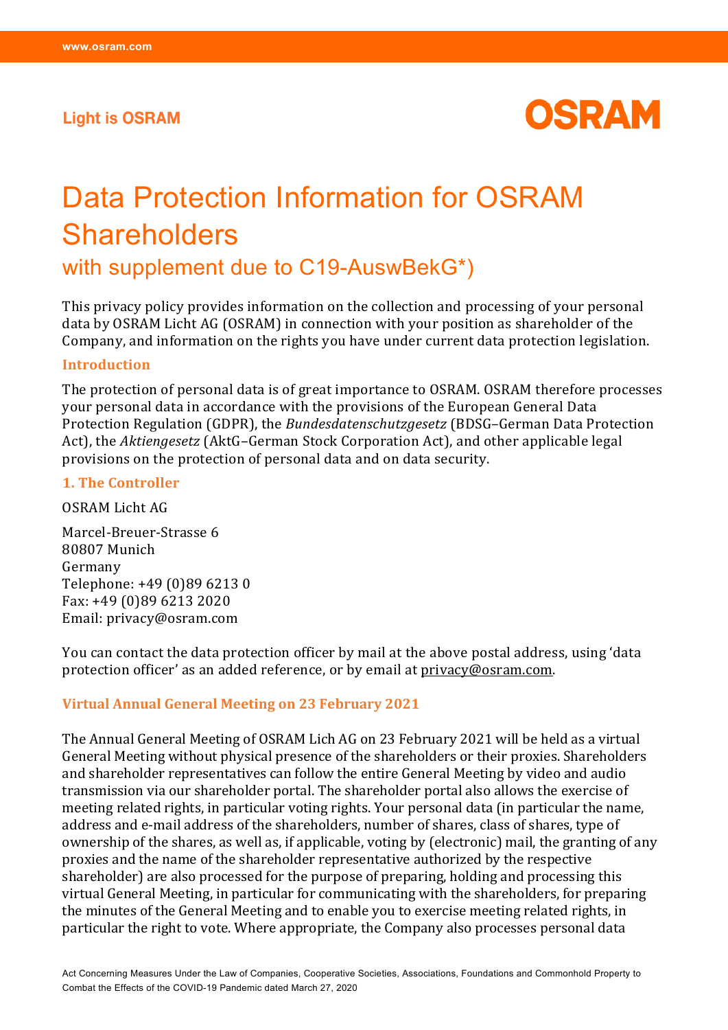Light is OSRAM

OSRAM

# Data Protection Information for OSRAM Shareholders

## with supplement due to C19-AuswBekG*)

This privacy policy provides information on the collection and processing of your personal data by OSRAM Licht AG (OSRAM) in connection with your position as shareholder of the Company, and information on the rights you have under current data protection legislation.

### Introduction

The protection of personal data is of great importance to OSRAM. OSRAM therefore processes your personal data in accordance with the provisions of the European General Data Protection Regulation (GDPR), the *Bundesdatenschutzgesetz* (BDSG–German Data Protection Act), the *Aktiengesetz* (AktG–German Stock Corporation Act), and other applicable legal provisions on the protection of personal data and on data security.

### 1. The Controller

OSRAM Licht AG

Marcel-Breuer-Strasse 6
80807 Munich
Germany
Telephone: +49 (0)89 6213 0
Fax: +49 (0)89 6213 2020
Email: privacy@osram.com

You can contact the data protection officer by mail at the above postal address, using 'data protection officer' as an added reference, or by email at privacy@osram.com.

### Virtual Annual General Meeting on 23 February 2021

The Annual General Meeting of OSRAM Lich AG on 23 February 2021 will be held as a virtual General Meeting without physical presence of the shareholders or their proxies. Shareholders and shareholder representatives can follow the entire General Meeting by video and audio transmission via our shareholder portal. The shareholder portal also allows the exercise of meeting related rights, in particular voting rights. Your personal data (in particular the name, address and e-mail address of the shareholders, number of shares, class of shares, type of ownership of the shares, as well as, if applicable, voting by (electronic) mail, the granting of any proxies and the name of the shareholder representative authorized by the respective shareholder) are also processed for the purpose of preparing, holding and processing this virtual General Meeting, in particular for communicating with the shareholders, for preparing the minutes of the General Meeting and to enable you to exercise meeting related rights, in particular the right to vote. Where appropriate, the Company also processes personal data

Act Concerning Measures Under the Law of Companies, Cooperative Societies, Associations, Foundations and Commonhold Property to Combat the Effects of the COVID-19 Pandemic dated March 27, 2020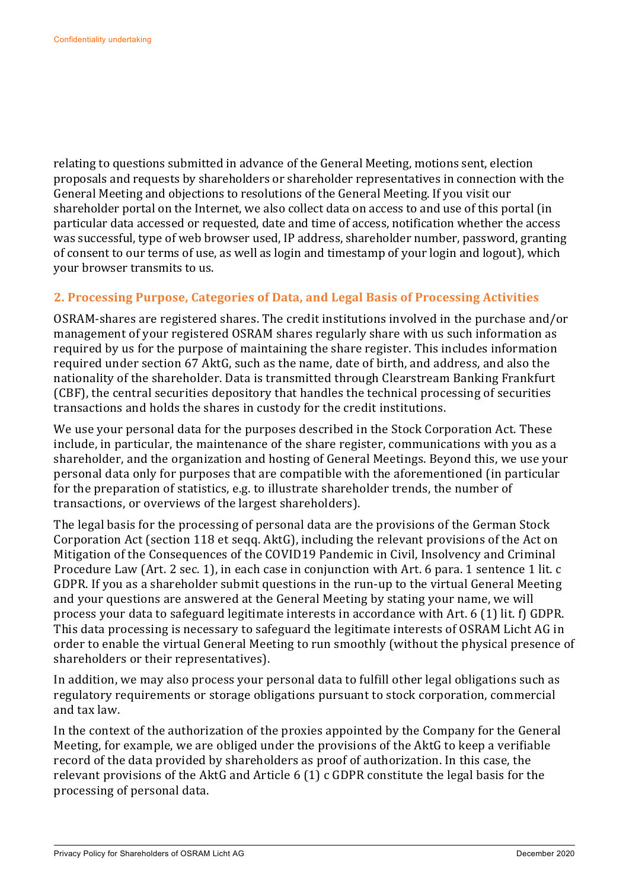relating to questions submitted in advance of the General Meeting, motions sent, election proposals and requests by shareholders or shareholder representatives in connection with the General Meeting and objections to resolutions of the General Meeting. If you visit our shareholder portal on the Internet, we also collect data on access to and use of this portal (in particular data accessed or requested, date and time of access, notification whether the access was successful, type of web browser used, IP address, shareholder number, password, granting of consent to our terms of use, as well as login and timestamp of your login and logout), which your browser transmits to us.

## 2. Processing Purpose, Categories of Data, and Legal Basis of Processing Activities

OSRAM-shares are registered shares. The credit institutions involved in the purchase and/or management of your registered OSRAM shares regularly share with us such information as required by us for the purpose of maintaining the share register. This includes information required under section 67 AktG, such as the name, date of birth, and address, and also the nationality of the shareholder. Data is transmitted through Clearstream Banking Frankfurt (CBF), the central securities depository that handles the technical processing of securities transactions and holds the shares in custody for the credit institutions.

We use your personal data for the purposes described in the Stock Corporation Act. These include, in particular, the maintenance of the share register, communications with you as a shareholder, and the organization and hosting of General Meetings. Beyond this, we use your personal data only for purposes that are compatible with the aforementioned (in particular for the preparation of statistics, e.g. to illustrate shareholder trends, the number of transactions, or overviews of the largest shareholders).

The legal basis for the processing of personal data are the provisions of the German Stock Corporation Act (section 118 et seqq. AktG), including the relevant provisions of the Act on Mitigation of the Consequences of the COVID19 Pandemic in Civil, Insolvency and Criminal Procedure Law (Art. 2 sec. 1), in each case in conjunction with Art. 6 para. 1 sentence 1 lit. c GDPR. If you as a shareholder submit questions in the run-up to the virtual General Meeting and your questions are answered at the General Meeting by stating your name, we will process your data to safeguard legitimate interests in accordance with Art. 6 (1) lit. f) GDPR. This data processing is necessary to safeguard the legitimate interests of OSRAM Licht AG in order to enable the virtual General Meeting to run smoothly (without the physical presence of shareholders or their representatives).

In addition, we may also process your personal data to fulfill other legal obligations such as regulatory requirements or storage obligations pursuant to stock corporation, commercial and tax law.

In the context of the authorization of the proxies appointed by the Company for the General Meeting, for example, we are obliged under the provisions of the AktG to keep a verifiable record of the data provided by shareholders as proof of authorization. In this case, the relevant provisions of the AktG and Article 6 (1) c GDPR constitute the legal basis for the processing of personal data.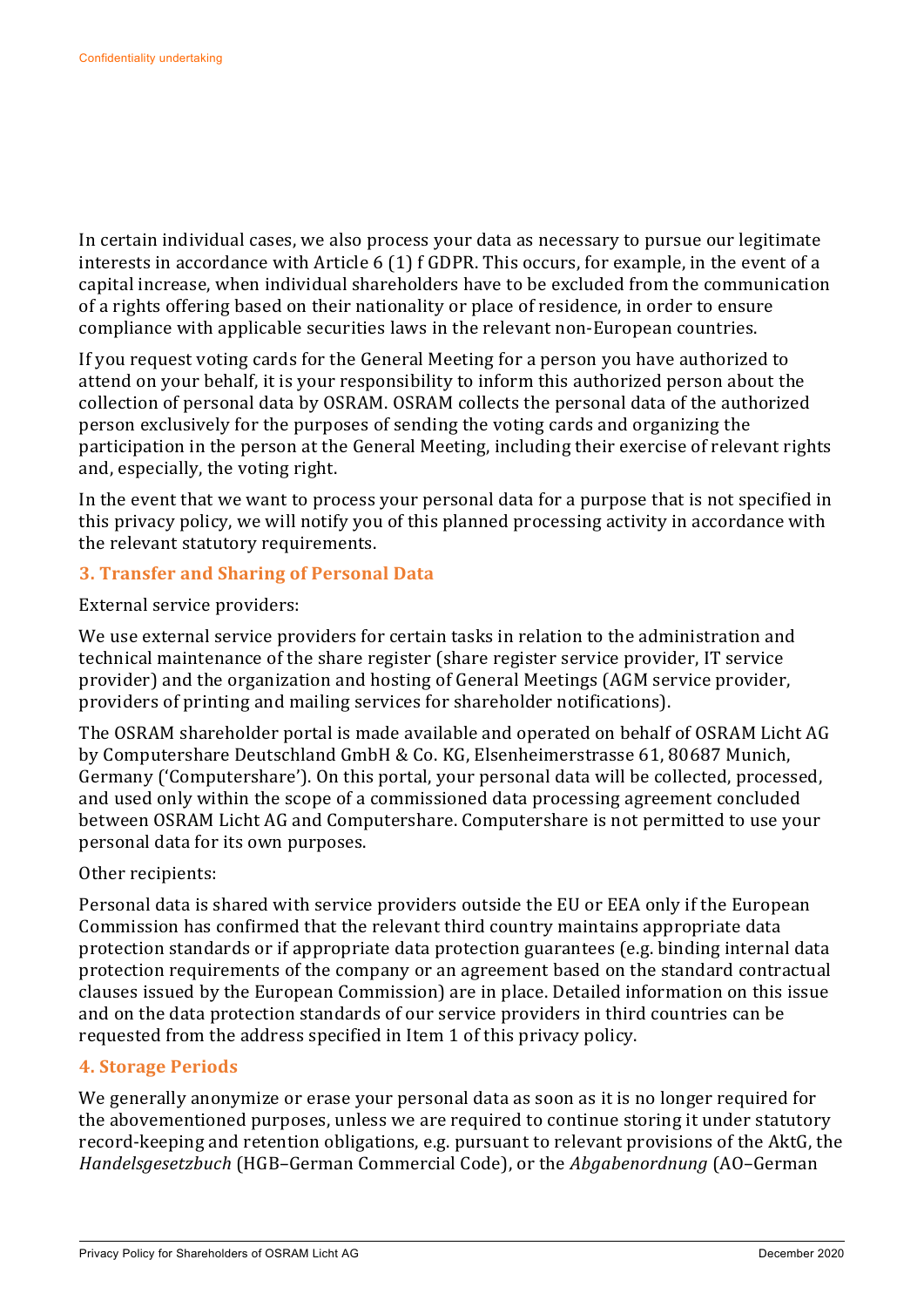In certain individual cases, we also process your data as necessary to pursue our legitimate interests in accordance with Article 6 (1) f GDPR. This occurs, for example, in the event of a capital increase, when individual shareholders have to be excluded from the communication of a rights offering based on their nationality or place of residence, in order to ensure compliance with applicable securities laws in the relevant non-European countries.

If you request voting cards for the General Meeting for a person you have authorized to attend on your behalf, it is your responsibility to inform this authorized person about the collection of personal data by OSRAM. OSRAM collects the personal data of the authorized person exclusively for the purposes of sending the voting cards and organizing the participation in the person at the General Meeting, including their exercise of relevant rights and, especially, the voting right.

In the event that we want to process your personal data for a purpose that is not specified in this privacy policy, we will notify you of this planned processing activity in accordance with the relevant statutory requirements.

## 3. Transfer and Sharing of Personal Data

External service providers:

We use external service providers for certain tasks in relation to the administration and technical maintenance of the share register (share register service provider, IT service provider) and the organization and hosting of General Meetings (AGM service provider, providers of printing and mailing services for shareholder notifications).

The OSRAM shareholder portal is made available and operated on behalf of OSRAM Licht AG by Computershare Deutschland GmbH & Co. KG, Elsenheimerstrasse 61, 80687 Munich, Germany ('Computershare'). On this portal, your personal data will be collected, processed, and used only within the scope of a commissioned data processing agreement concluded between OSRAM Licht AG and Computershare. Computershare is not permitted to use your personal data for its own purposes.

Other recipients:

Personal data is shared with service providers outside the EU or EEA only if the European Commission has confirmed that the relevant third country maintains appropriate data protection standards or if appropriate data protection guarantees (e.g. binding internal data protection requirements of the company or an agreement based on the standard contractual clauses issued by the European Commission) are in place. Detailed information on this issue and on the data protection standards of our service providers in third countries can be requested from the address specified in Item 1 of this privacy policy.

## 4. Storage Periods

We generally anonymize or erase your personal data as soon as it is no longer required for the abovementioned purposes, unless we are required to continue storing it under statutory record-keeping and retention obligations, e.g. pursuant to relevant provisions of the AktG, the *Handelsgesetzbuch* (HGB–German Commercial Code), or the *Abgabenordnung* (AO–German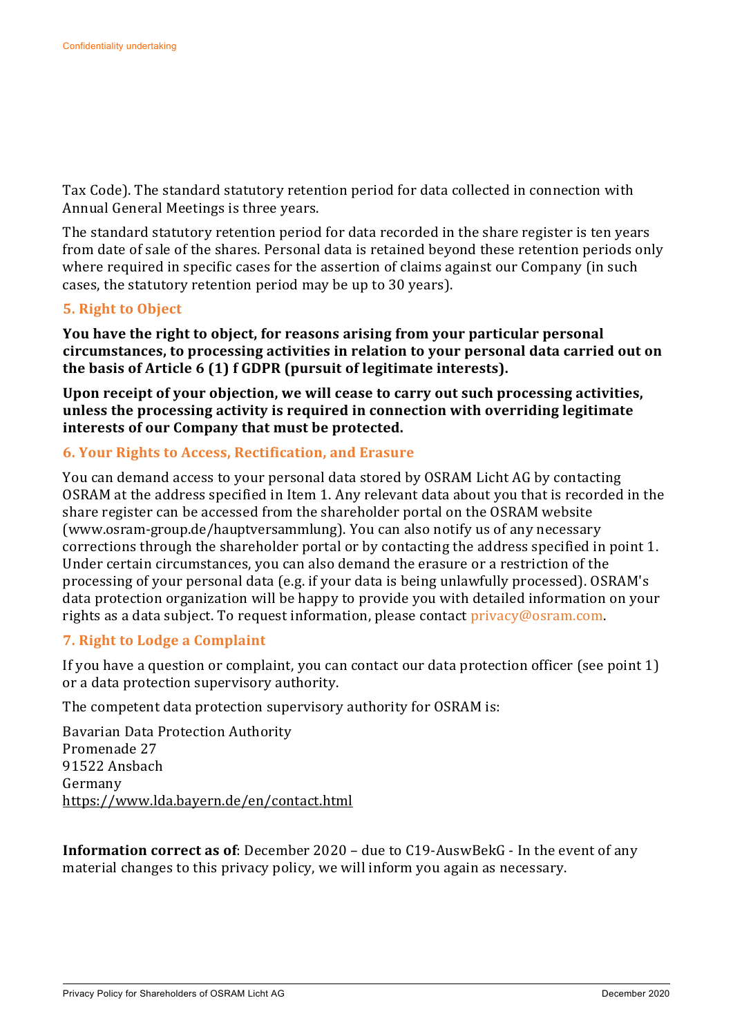Tax Code). The standard statutory retention period for data collected in connection with Annual General Meetings is three years.

The standard statutory retention period for data recorded in the share register is ten years from date of sale of the shares. Personal data is retained beyond these retention periods only where required in specific cases for the assertion of claims against our Company (in such cases, the statutory retention period may be up to 30 years).

## 5. Right to Object

**You have the right to object, for reasons arising from your particular personal circumstances, to processing activities in relation to your personal data carried out on the basis of Article 6 (1) f GDPR (pursuit of legitimate interests).**

**Upon receipt of your objection, we will cease to carry out such processing activities, unless the processing activity is required in connection with overriding legitimate interests of our Company that must be protected.**

## 6. Your Rights to Access, Rectification, and Erasure

You can demand access to your personal data stored by OSRAM Licht AG by contacting OSRAM at the address specified in Item 1. Any relevant data about you that is recorded in the share register can be accessed from the shareholder portal on the OSRAM website (www.osram-group.de/hauptversammlung). You can also notify us of any necessary corrections through the shareholder portal or by contacting the address specified in point 1. Under certain circumstances, you can also demand the erasure or a restriction of the processing of your personal data (e.g. if your data is being unlawfully processed). OSRAM's data protection organization will be happy to provide you with detailed information on your rights as a data subject. To request information, please contact privacy@osram.com.

## 7. Right to Lodge a Complaint

If you have a question or complaint, you can contact our data protection officer (see point 1) or a data protection supervisory authority.

The competent data protection supervisory authority for OSRAM is:

Bavarian Data Protection Authority
Promenade 27
91522 Ansbach
Germany
https://www.lda.bayern.de/en/contact.html

**Information correct as of**: December 2020 – due to C19-AuswBekG - In the event of any material changes to this privacy policy, we will inform you again as necessary.